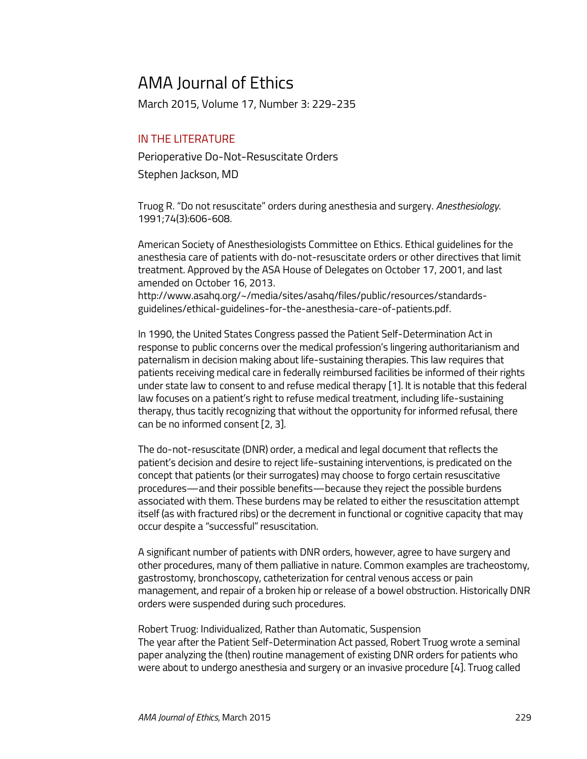# AMA Journal of Ethics

March 2015, Volume 17, Number 3: 229-235

## IN THE LITERATURE

### Perioperative Do-Not-Resuscitate Orders

Stephen Jackson, MD

Truog R. "Do not resuscitate" orders during anesthesia and surgery. *Anesthesiology*. 1991;74(3):606-608.

American Society of Anesthesiologists Committee on Ethics. Ethical guidelines for the anesthesia care of patients with do-not-resuscitate orders or other directives that limit treatment. Approved by the ASA House of Delegates on October 17, 2001, and last amended on October 16, 2013. http://www.asahq.org/~/media/sites/asahq/files/public/resources/standards-guidelines/ethical-guidelines-for-the-anesthesia-care-of-patients.pdf.

In 1990, the United States Congress passed the Patient Self-Determination Act in response to public concerns over the medical profession's lingering authoritarianism and paternalism in decision making about life-sustaining therapies. This law requires that patients receiving medical care in federally reimbursed facilities be informed of their rights under state law to consent to and refuse medical therapy [1]. It is notable that this federal law focuses on a patient's right to refuse medical treatment, including life-sustaining therapy, thus tacitly recognizing that without the opportunity for informed refusal, there can be no informed consent [2, 3].

The do-not-resuscitate (DNR) order, a medical and legal document that reflects the patient's decision and desire to reject life-sustaining interventions, is predicated on the concept that patients (or their surrogates) may choose to forgo certain resuscitative procedures—and their possible benefits—because they reject the possible burdens associated with them. These burdens may be related to either the resuscitation attempt itself (as with fractured ribs) or the decrement in functional or cognitive capacity that may occur despite a "successful" resuscitation.

A significant number of patients with DNR orders, however, agree to have surgery and other procedures, many of them palliative in nature. Common examples are tracheostomy, gastrostomy, bronchoscopy, catheterization for central venous access or pain management, and repair of a broken hip or release of a bowel obstruction. Historically DNR orders were suspended during such procedures.

#### Robert Truog: Individualized, Rather than Automatic, Suspension

The year after the Patient Self-Determination Act passed, Robert Truog wrote a seminal paper analyzing the (then) routine management of existing DNR orders for patients who were about to undergo anesthesia and surgery or an invasive procedure [4]. Truog called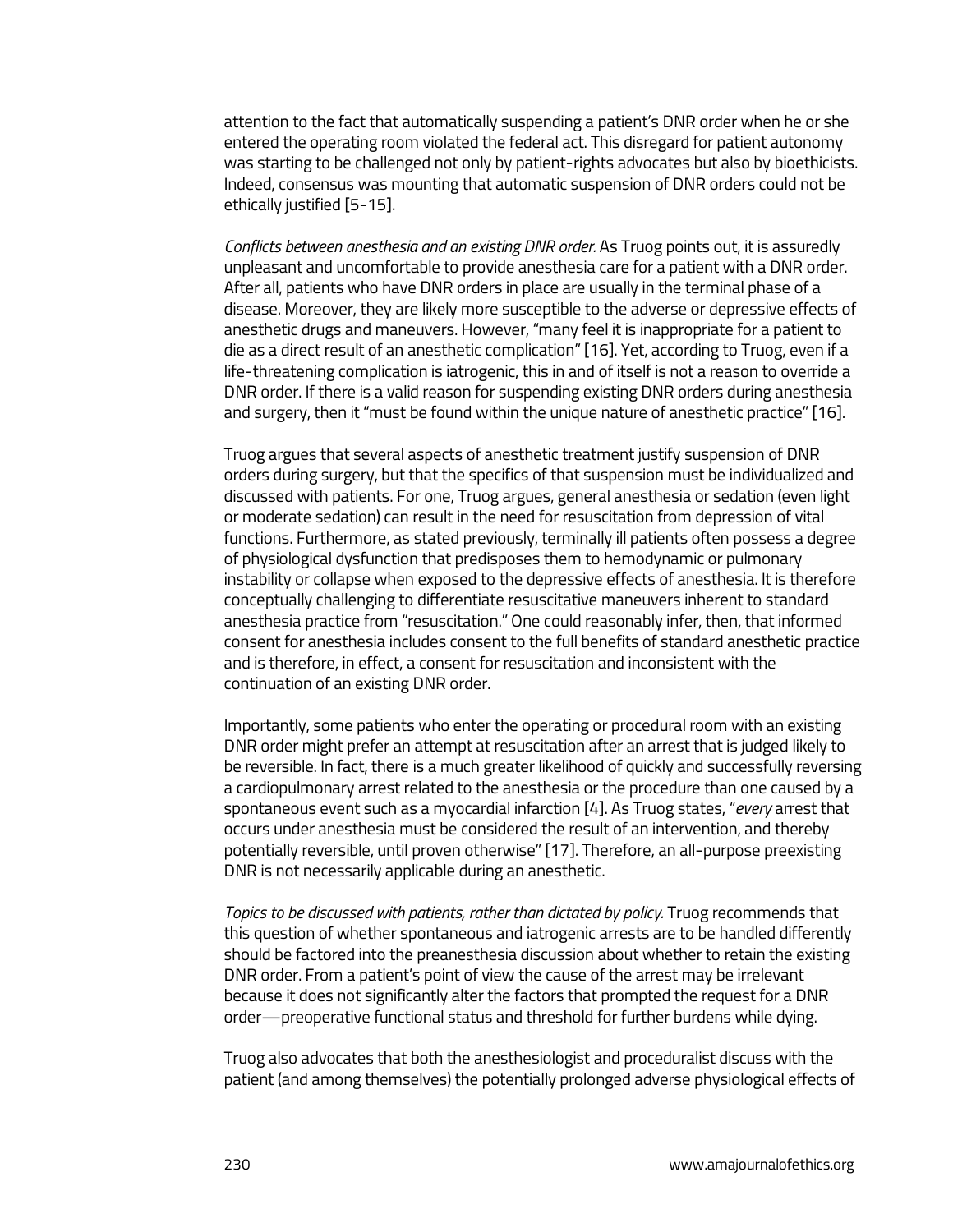attention to the fact that automatically suspending a patient's DNR order when he or she entered the operating room violated the federal act. This disregard for patient autonomy was starting to be challenged not only by patient-rights advocates but also by bioethicists. Indeed, consensus was mounting that automatic suspension of DNR orders could not be ethically justified [5-15].

*Conflicts between anesthesia and an existing DNR order.* As Truog points out, it is assuredly unpleasant and uncomfortable to provide anesthesia care for a patient with a DNR order. After all, patients who have DNR orders in place are usually in the terminal phase of a disease. Moreover, they are likely more susceptible to the adverse or depressive effects of anesthetic drugs and maneuvers. However, "many feel it is inappropriate for a patient to die as a direct result of an anesthetic complication" [16]. Yet, according to Truog, even if a life-threatening complication is iatrogenic, this in and of itself is not a reason to override a DNR order. If there is a valid reason for suspending existing DNR orders during anesthesia and surgery, then it "must be found within the unique nature of anesthetic practice" [16].

Truog argues that several aspects of anesthetic treatment justify suspension of DNR orders during surgery, but that the specifics of that suspension must be individualized and discussed with patients. For one, Truog argues, general anesthesia or sedation (even light or moderate sedation) can result in the need for resuscitation from depression of vital functions. Furthermore, as stated previously, terminally ill patients often possess a degree of physiological dysfunction that predisposes them to hemodynamic or pulmonary instability or collapse when exposed to the depressive effects of anesthesia. It is therefore conceptually challenging to differentiate resuscitative maneuvers inherent to standard anesthesia practice from "resuscitation." One could reasonably infer, then, that informed consent for anesthesia includes consent to the full benefits of standard anesthetic practice and is therefore, in effect, a consent for resuscitation and inconsistent with the continuation of an existing DNR order.

Importantly, some patients who enter the operating or procedural room with an existing DNR order might prefer an attempt at resuscitation after an arrest that is judged likely to be reversible. In fact, there is a much greater likelihood of quickly and successfully reversing a cardiopulmonary arrest related to the anesthesia or the procedure than one caused by a spontaneous event such as a myocardial infarction [4]. As Truog states, "*every* arrest that occurs under anesthesia must be considered the result of an intervention, and thereby potentially reversible, until proven otherwise" [17]. Therefore, an all-purpose preexisting DNR is not necessarily applicable during an anesthetic.

*Topics to be discussed with patients, rather than dictated by policy.* Truog recommends that this question of whether spontaneous and iatrogenic arrests are to be handled differently should be factored into the preanesthesia discussion about whether to retain the existing DNR order. From a patient's point of view the cause of the arrest may be irrelevant because it does not significantly alter the factors that prompted the request for a DNR order—preoperative functional status and threshold for further burdens while dying.

Truog also advocates that both the anesthesiologist and proceduralist discuss with the patient (and among themselves) the potentially prolonged adverse physiological effects of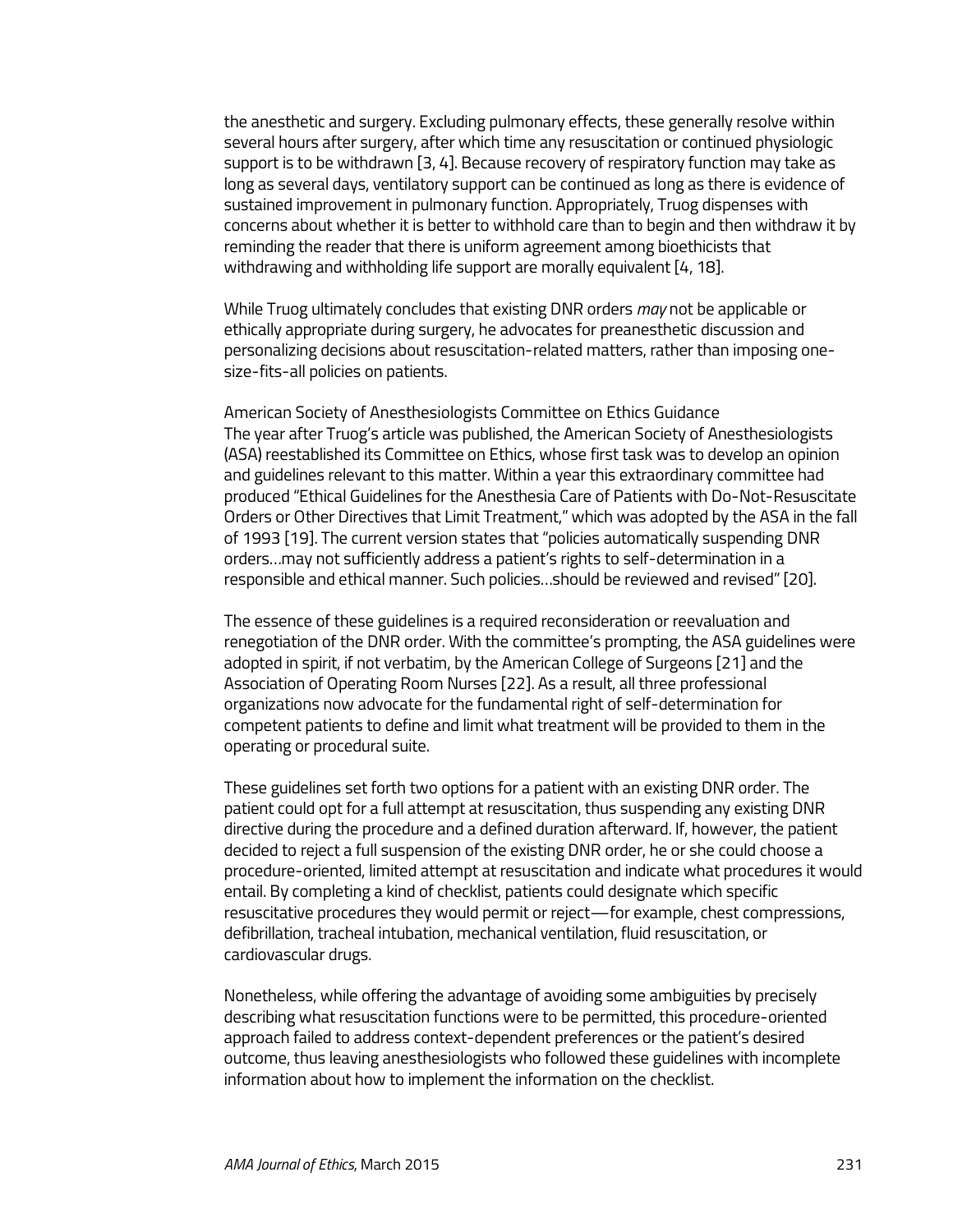the anesthetic and surgery. Excluding pulmonary effects, these generally resolve within several hours after surgery, after which time any resuscitation or continued physiologic support is to be withdrawn [3, 4]. Because recovery of respiratory function may take as long as several days, ventilatory support can be continued as long as there is evidence of sustained improvement in pulmonary function. Appropriately, Truog dispenses with concerns about whether it is better to withhold care than to begin and then withdraw it by reminding the reader that there is uniform agreement among bioethicists that withdrawing and withholding life support are morally equivalent [4, 18].

While Truog ultimately concludes that existing DNR orders *may* not be applicable or ethically appropriate during surgery, he advocates for preanesthetic discussion and personalizing decisions about resuscitation-related matters, rather than imposing one-size-fits-all policies on patients.

## American Society of Anesthesiologists Committee on Ethics Guidance

The year after Truog's article was published, the American Society of Anesthesiologists (ASA) reestablished its Committee on Ethics, whose first task was to develop an opinion and guidelines relevant to this matter. Within a year this extraordinary committee had produced "Ethical Guidelines for the Anesthesia Care of Patients with Do-Not-Resuscitate Orders or Other Directives that Limit Treatment," which was adopted by the ASA in the fall of 1993 [19]. The current version states that "policies automatically suspending DNR orders…may not sufficiently address a patient's rights to self-determination in a responsible and ethical manner. Such policies…should be reviewed and revised" [20].

The essence of these guidelines is a required reconsideration or reevaluation and renegotiation of the DNR order. With the committee's prompting, the ASA guidelines were adopted in spirit, if not verbatim, by the American College of Surgeons [21] and the Association of Operating Room Nurses [22]. As a result, all three professional organizations now advocate for the fundamental right of self-determination for competent patients to define and limit what treatment will be provided to them in the operating or procedural suite.

These guidelines set forth two options for a patient with an existing DNR order. The patient could opt for a full attempt at resuscitation, thus suspending any existing DNR directive during the procedure and a defined duration afterward. If, however, the patient decided to reject a full suspension of the existing DNR order, he or she could choose a procedure-oriented, limited attempt at resuscitation and indicate what procedures it would entail. By completing a kind of checklist, patients could designate which specific resuscitative procedures they would permit or reject—for example, chest compressions, defibrillation, tracheal intubation, mechanical ventilation, fluid resuscitation, or cardiovascular drugs.

Nonetheless, while offering the advantage of avoiding some ambiguities by precisely describing what resuscitation functions were to be permitted, this procedure-oriented approach failed to address context-dependent preferences or the patient's desired outcome, thus leaving anesthesiologists who followed these guidelines with incomplete information about how to implement the information on the checklist.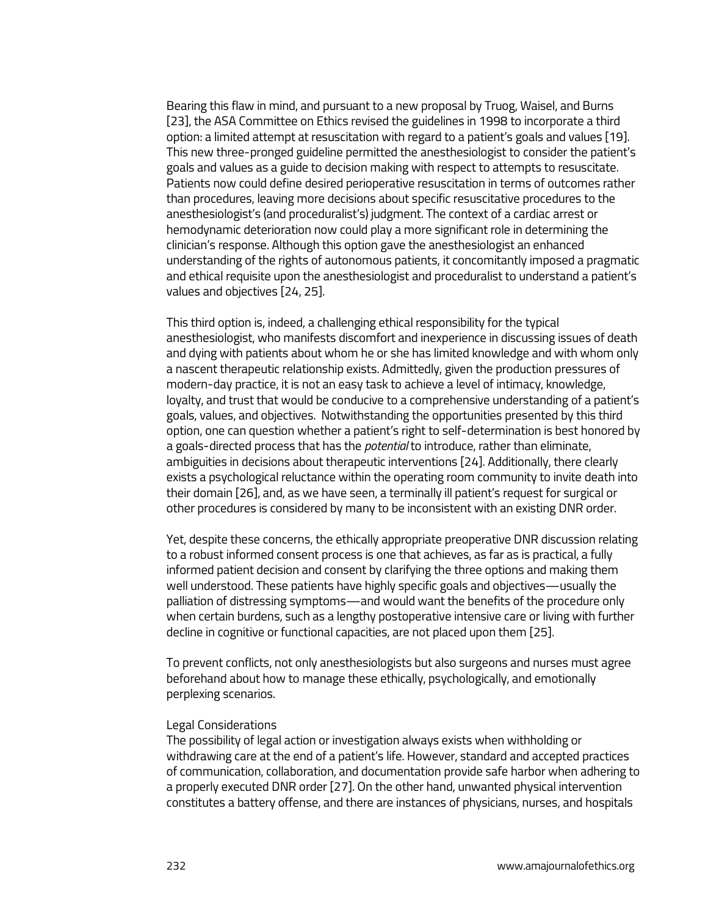Bearing this flaw in mind, and pursuant to a new proposal by Truog, Waisel, and Burns [23], the ASA Committee on Ethics revised the guidelines in 1998 to incorporate a third option: a limited attempt at resuscitation with regard to a patient's goals and values [19]. This new three-pronged guideline permitted the anesthesiologist to consider the patient's goals and values as a guide to decision making with respect to attempts to resuscitate. Patients now could define desired perioperative resuscitation in terms of outcomes rather than procedures, leaving more decisions about specific resuscitative procedures to the anesthesiologist's (and proceduralist's) judgment. The context of a cardiac arrest or hemodynamic deterioration now could play a more significant role in determining the clinician's response. Although this option gave the anesthesiologist an enhanced understanding of the rights of autonomous patients, it concomitantly imposed a pragmatic and ethical requisite upon the anesthesiologist and proceduralist to understand a patient's values and objectives [24, 25].

This third option is, indeed, a challenging ethical responsibility for the typical anesthesiologist, who manifests discomfort and inexperience in discussing issues of death and dying with patients about whom he or she has limited knowledge and with whom only a nascent therapeutic relationship exists. Admittedly, given the production pressures of modern-day practice, it is not an easy task to achieve a level of intimacy, knowledge, loyalty, and trust that would be conducive to a comprehensive understanding of a patient's goals, values, and objectives. Notwithstanding the opportunities presented by this third option, one can question whether a patient's right to self-determination is best honored by a goals-directed process that has the *potential* to introduce, rather than eliminate, ambiguities in decisions about therapeutic interventions [24]. Additionally, there clearly exists a psychological reluctance within the operating room community to invite death into their domain [26], and, as we have seen, a terminally ill patient's request for surgical or other procedures is considered by many to be inconsistent with an existing DNR order.

Yet, despite these concerns, the ethically appropriate preoperative DNR discussion relating to a robust informed consent process is one that achieves, as far as is practical, a fully informed patient decision and consent by clarifying the three options and making them well understood. These patients have highly specific goals and objectives—usually the palliation of distressing symptoms—and would want the benefits of the procedure only when certain burdens, such as a lengthy postoperative intensive care or living with further decline in cognitive or functional capacities, are not placed upon them [25].

To prevent conflicts, not only anesthesiologists but also surgeons and nurses must agree beforehand about how to manage these ethically, psychologically, and emotionally perplexing scenarios.

## Legal Considerations

The possibility of legal action or investigation always exists when withholding or withdrawing care at the end of a patient's life. However, standard and accepted practices of communication, collaboration, and documentation provide safe harbor when adhering to a properly executed DNR order [27]. On the other hand, unwanted physical intervention constitutes a battery offense, and there are instances of physicians, nurses, and hospitals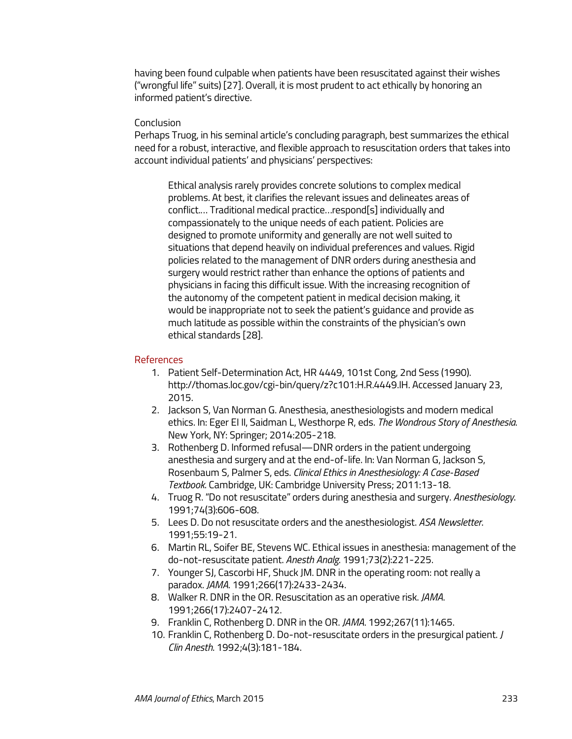having been found culpable when patients have been resuscitated against their wishes ("wrongful life" suits) [27]. Overall, it is most prudent to act ethically by honoring an informed patient's directive.

## Conclusion

Perhaps Truog, in his seminal article's concluding paragraph, best summarizes the ethical need for a robust, interactive, and flexible approach to resuscitation orders that takes into account individual patients' and physicians' perspectives:

> Ethical analysis rarely provides concrete solutions to complex medical problems. At best, it clarifies the relevant issues and delineates areas of conflict…. Traditional medical practice…respond[s] individually and compassionately to the unique needs of each patient. Policies are designed to promote uniformity and generally are not well suited to situations that depend heavily on individual preferences and values. Rigid policies related to the management of DNR orders during anesthesia and surgery would restrict rather than enhance the options of patients and physicians in facing this difficult issue. With the increasing recognition of the autonomy of the competent patient in medical decision making, it would be inappropriate not to seek the patient's guidance and provide as much latitude as possible within the constraints of the physician's own ethical standards [28].

## References

1. Patient Self-Determination Act, HR 4449, 101st Cong, 2nd Sess (1990). http://thomas.loc.gov/cgi-bin/query/z?c101:H.R.4449.IH. Accessed January 23, 2015.
2. Jackson S, Van Norman G. Anesthesia, anesthesiologists and modern medical ethics. In: Eger EI II, Saidman L, Westhorpe R, eds. *The Wondrous Story of Anesthesia*. New York, NY: Springer; 2014:205-218.
3. Rothenberg D. Informed refusal—DNR orders in the patient undergoing anesthesia and surgery and at the end-of-life. In: Van Norman G, Jackson S, Rosenbaum S, Palmer S, eds. *Clinical Ethics in Anesthesiology: A Case-Based Textbook*. Cambridge, UK: Cambridge University Press; 2011:13-18.
4. Truog R. "Do not resuscitate" orders during anesthesia and surgery. *Anesthesiology*. 1991;74(3):606-608.
5. Lees D. Do not resuscitate orders and the anesthesiologist. *ASA Newsletter*. 1991;55:19-21.
6. Martin RL, Soifer BE, Stevens WC. Ethical issues in anesthesia: management of the do-not-resuscitate patient. *Anesth Analg*. 1991;73(2):221-225.
7. Younger SJ, Cascorbi HF, Shuck JM. DNR in the operating room: not really a paradox. *JAMA*. 1991;266(17):2433-2434.
8. Walker R. DNR in the OR. Resuscitation as an operative risk. *JAMA*. 1991;266(17):2407-2412.
9. Franklin C, Rothenberg D. DNR in the OR. *JAMA*. 1992;267(11):1465.
10. Franklin C, Rothenberg D. Do-not-resuscitate orders in the presurgical patient. *J Clin Anesth*. 1992;4(3):181-184.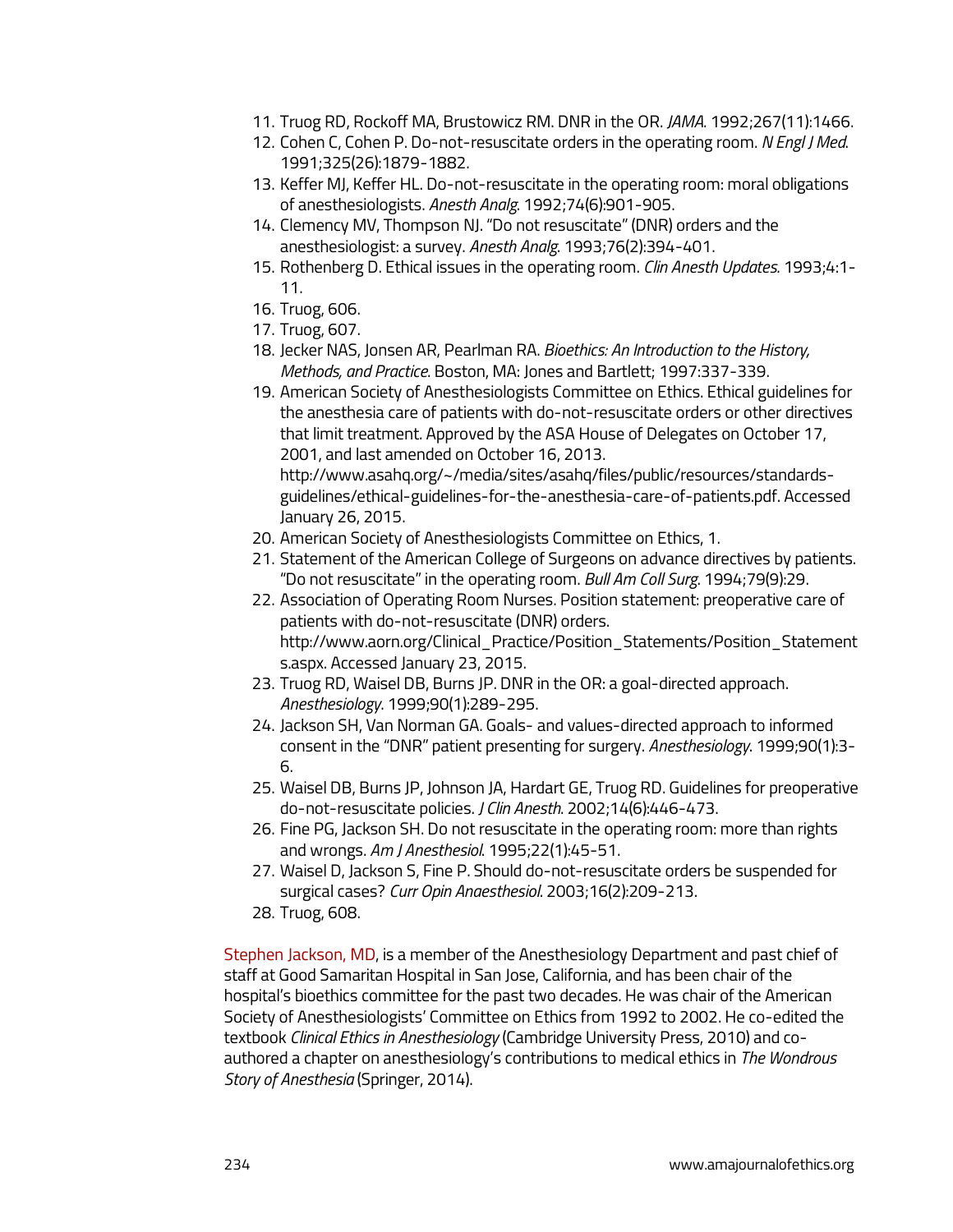11. Truog RD, Rockoff MA, Brustowicz RM. DNR in the OR. *JAMA*. 1992;267(11):1466.
12. Cohen C, Cohen P. Do-not-resuscitate orders in the operating room. *N Engl J Med*. 1991;325(26):1879-1882.
13. Keffer MJ, Keffer HL. Do-not-resuscitate in the operating room: moral obligations of anesthesiologists. *Anesth Analg*. 1992;74(6):901-905.
14. Clemency MV, Thompson NJ. "Do not resuscitate" (DNR) orders and the anesthesiologist: a survey. *Anesth Analg*. 1993;76(2):394-401.
15. Rothenberg D. Ethical issues in the operating room. *Clin Anesth Updates*. 1993;4:1-11.
16. Truog, 606.
17. Truog, 607.
18. Jecker NAS, Jonsen AR, Pearlman RA. *Bioethics: An Introduction to the History, Methods, and Practice*. Boston, MA: Jones and Bartlett; 1997:337-339.
19. American Society of Anesthesiologists Committee on Ethics. Ethical guidelines for the anesthesia care of patients with do-not-resuscitate orders or other directives that limit treatment. Approved by the ASA House of Delegates on October 17, 2001, and last amended on October 16, 2013. http://www.asahq.org/~/media/sites/asahq/files/public/resources/standards-guidelines/ethical-guidelines-for-the-anesthesia-care-of-patients.pdf. Accessed January 26, 2015.
20. American Society of Anesthesiologists Committee on Ethics, 1.
21. Statement of the American College of Surgeons on advance directives by patients. "Do not resuscitate" in the operating room. *Bull Am Coll Surg*. 1994;79(9):29.
22. Association of Operating Room Nurses. Position statement: preoperative care of patients with do-not-resuscitate (DNR) orders. http://www.aorn.org/Clinical_Practice/Position_Statements/Position_Statements.aspx. Accessed January 23, 2015.
23. Truog RD, Waisel DB, Burns JP. DNR in the OR: a goal-directed approach. *Anesthesiology*. 1999;90(1):289-295.
24. Jackson SH, Van Norman GA. Goals- and values-directed approach to informed consent in the "DNR" patient presenting for surgery. *Anesthesiology*. 1999;90(1):3-6.
25. Waisel DB, Burns JP, Johnson JA, Hardart GE, Truog RD. Guidelines for preoperative do-not-resuscitate policies. *J Clin Anesth*. 2002;14(6):446-473.
26. Fine PG, Jackson SH. Do not resuscitate in the operating room: more than rights and wrongs. *Am J Anesthesiol*. 1995;22(1):45-51.
27. Waisel D, Jackson S, Fine P. Should do-not-resuscitate orders be suspended for surgical cases? *Curr Opin Anaesthesiol*. 2003;16(2):209-213.
28. Truog, 608.

Stephen Jackson, MD, is a member of the Anesthesiology Department and past chief of staff at Good Samaritan Hospital in San Jose, California, and has been chair of the hospital's bioethics committee for the past two decades. He was chair of the American Society of Anesthesiologists' Committee on Ethics from 1992 to 2002. He co-edited the textbook *Clinical Ethics in Anesthesiology* (Cambridge University Press, 2010) and co-authored a chapter on anesthesiology's contributions to medical ethics in *The Wondrous Story of Anesthesia* (Springer, 2014).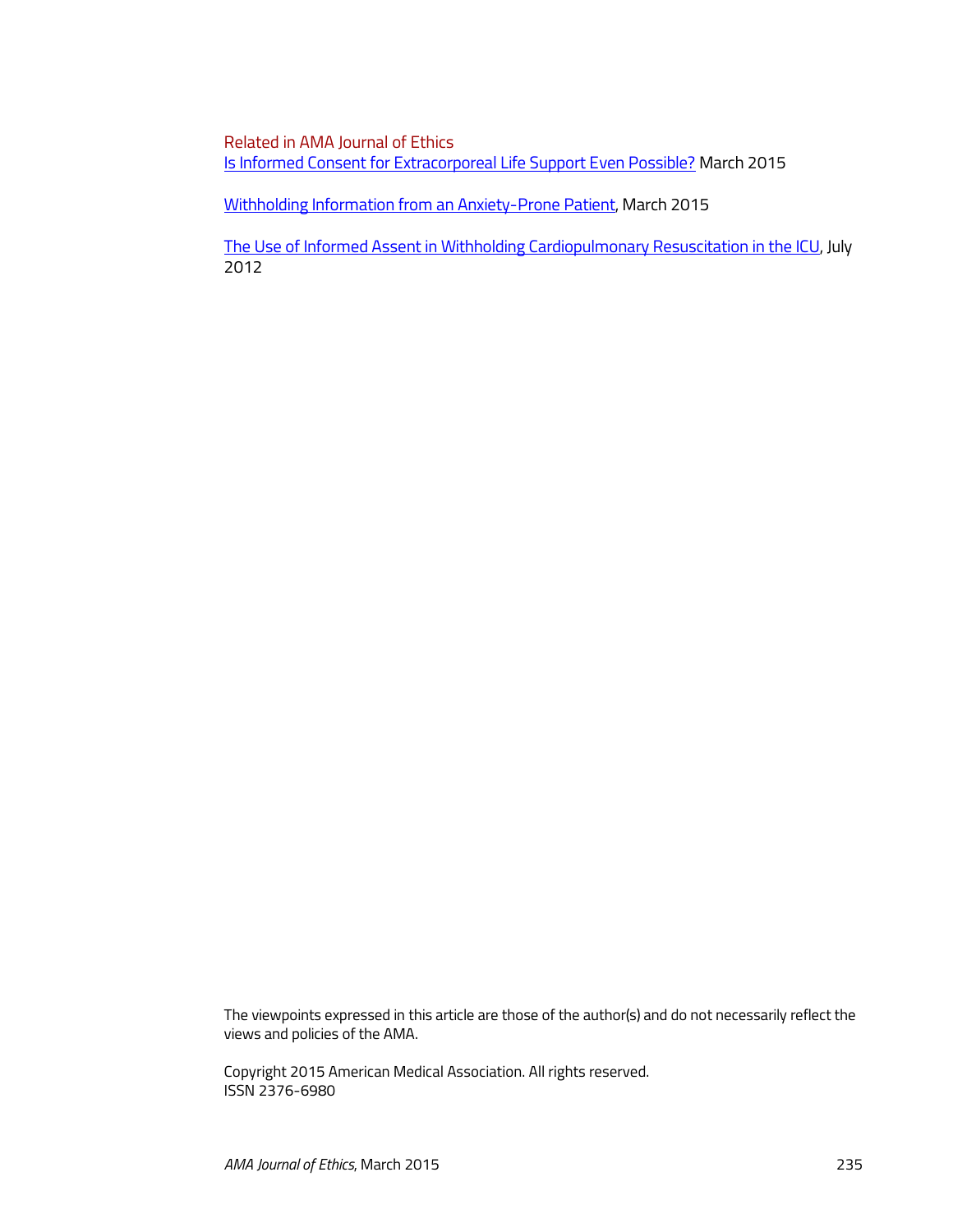Related in AMA Journal of Ethics

Is Informed Consent for Extracorporeal Life Support Even Possible? March 2015

Withholding Information from an Anxiety-Prone Patient, March 2015

The Use of Informed Assent in Withholding Cardiopulmonary Resuscitation in the ICU, July 2012

The viewpoints expressed in this article are those of the author(s) and do not necessarily reflect the views and policies of the AMA.

Copyright 2015 American Medical Association. All rights reserved.
ISSN 2376-6980